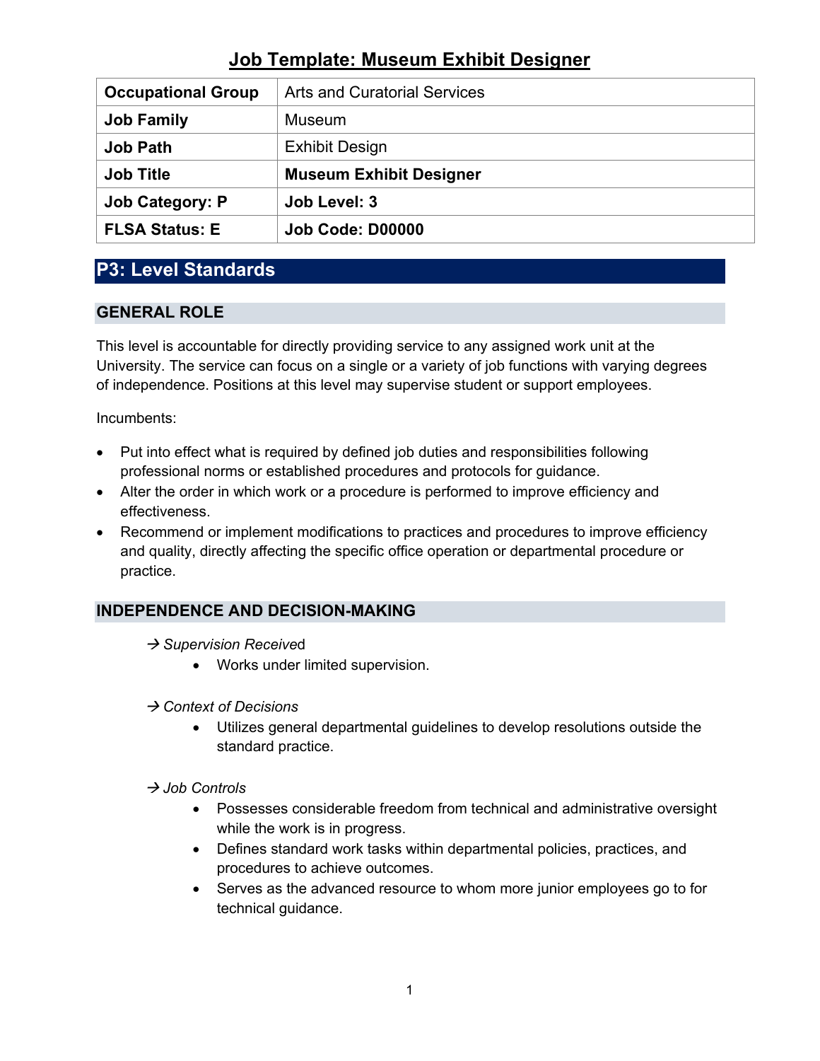# Job Template: Museum Exhibit Designer

| **Occupational Group** | Arts and Curatorial Services |
| --- | --- |
| **Job Family** | Museum |
| **Job Path** | Exhibit Design |
| **Job Title** | **Museum Exhibit Designer** |
| **Job Category: P** | **Job Level: 3** |
| **FLSA Status: E** | **Job Code: D00000** |

## P3: Level Standards

### GENERAL ROLE

This level is accountable for directly providing service to any assigned work unit at the University. The service can focus on a single or a variety of job functions with varying degrees of independence. Positions at this level may supervise student or support employees.

Incumbents:

- Put into effect what is required by defined job duties and responsibilities following professional norms or established procedures and protocols for guidance.
- Alter the order in which work or a procedure is performed to improve efficiency and effectiveness.
- Recommend or implement modifications to practices and procedures to improve efficiency and quality, directly affecting the specific office operation or departmental procedure or practice.

### INDEPENDENCE AND DECISION-MAKING

→ *Supervision Received*

- Works under limited supervision.

→ *Context of Decisions*

- Utilizes general departmental guidelines to develop resolutions outside the standard practice.

→ *Job Controls*

- Possesses considerable freedom from technical and administrative oversight while the work is in progress.
- Defines standard work tasks within departmental policies, practices, and procedures to achieve outcomes.
- Serves as the advanced resource to whom more junior employees go to for technical guidance.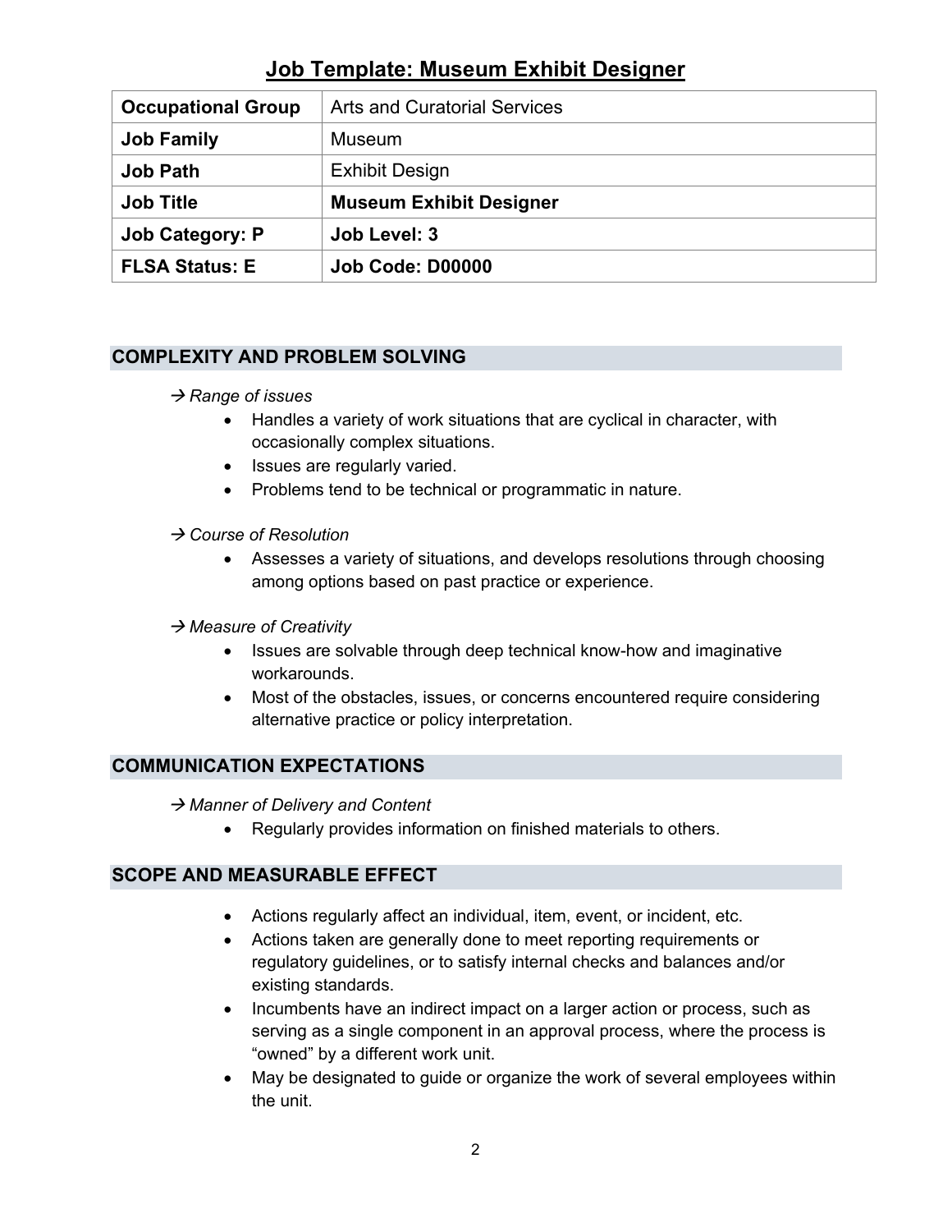# Job Template: Museum Exhibit Designer

| **Occupational Group** | Arts and Curatorial Services |
|---|---|
| **Job Family** | Museum |
| **Job Path** | Exhibit Design |
| **Job Title** | **Museum Exhibit Designer** |
| **Job Category: P** | **Job Level: 3** |
| **FLSA Status: E** | **Job Code: D00000** |

## COMPLEXITY AND PROBLEM SOLVING

→ *Range of issues*

- Handles a variety of work situations that are cyclical in character, with occasionally complex situations.
- Issues are regularly varied.
- Problems tend to be technical or programmatic in nature.

→ *Course of Resolution*

- Assesses a variety of situations, and develops resolutions through choosing among options based on past practice or experience.

→ *Measure of Creativity*

- Issues are solvable through deep technical know-how and imaginative workarounds.
- Most of the obstacles, issues, or concerns encountered require considering alternative practice or policy interpretation.

## COMMUNICATION EXPECTATIONS

→ *Manner of Delivery and Content*

- Regularly provides information on finished materials to others.

## SCOPE AND MEASURABLE EFFECT

- Actions regularly affect an individual, item, event, or incident, etc.
- Actions taken are generally done to meet reporting requirements or regulatory guidelines, or to satisfy internal checks and balances and/or existing standards.
- Incumbents have an indirect impact on a larger action or process, such as serving as a single component in an approval process, where the process is "owned" by a different work unit.
- May be designated to guide or organize the work of several employees within the unit.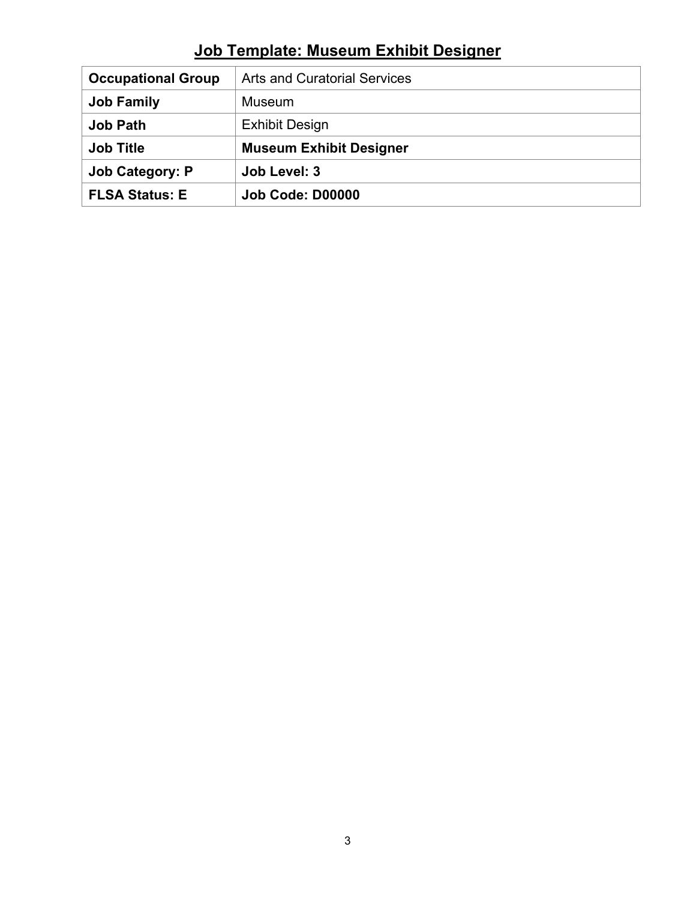# Job Template: Museum Exhibit Designer

| | |
|---|---|
| **Occupational Group** | Arts and Curatorial Services |
| **Job Family** | Museum |
| **Job Path** | Exhibit Design |
| **Job Title** | **Museum Exhibit Designer** |
| **Job Category: P** | **Job Level: 3** |
| **FLSA Status: E** | **Job Code: D00000** |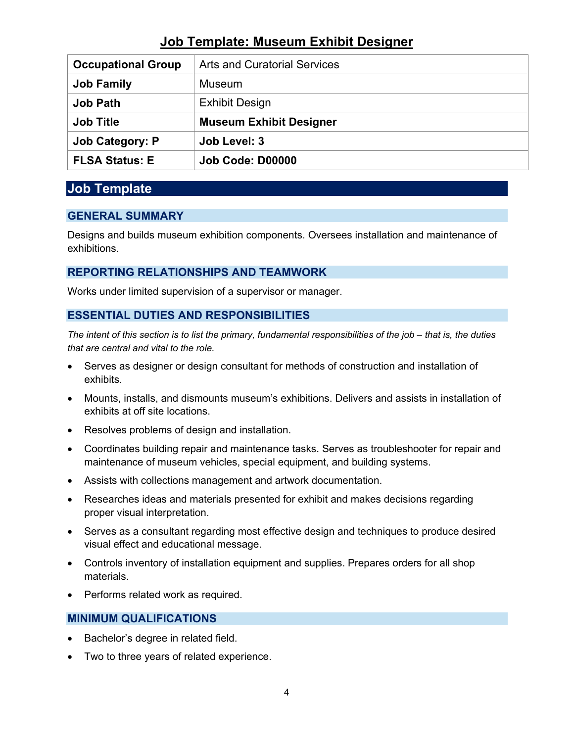# Job Template: Museum Exhibit Designer

| **Occupational Group** | Arts and Curatorial Services |
|---|---|
| **Job Family** | Museum |
| **Job Path** | Exhibit Design |
| **Job Title** | **Museum Exhibit Designer** |
| **Job Category: P** | **Job Level: 3** |
| **FLSA Status: E** | **Job Code: D00000** |

## Job Template

### GENERAL SUMMARY

Designs and builds museum exhibition components. Oversees installation and maintenance of exhibitions.

### REPORTING RELATIONSHIPS AND TEAMWORK

Works under limited supervision of a supervisor or manager.

### ESSENTIAL DUTIES AND RESPONSIBILITIES

*The intent of this section is to list the primary, fundamental responsibilities of the job – that is, the duties that are central and vital to the role.*

- Serves as designer or design consultant for methods of construction and installation of exhibits.
- Mounts, installs, and dismounts museum's exhibitions. Delivers and assists in installation of exhibits at off site locations.
- Resolves problems of design and installation.
- Coordinates building repair and maintenance tasks. Serves as troubleshooter for repair and maintenance of museum vehicles, special equipment, and building systems.
- Assists with collections management and artwork documentation.
- Researches ideas and materials presented for exhibit and makes decisions regarding proper visual interpretation.
- Serves as a consultant regarding most effective design and techniques to produce desired visual effect and educational message.
- Controls inventory of installation equipment and supplies. Prepares orders for all shop materials.
- Performs related work as required.

### MINIMUM QUALIFICATIONS

- Bachelor's degree in related field.
- Two to three years of related experience.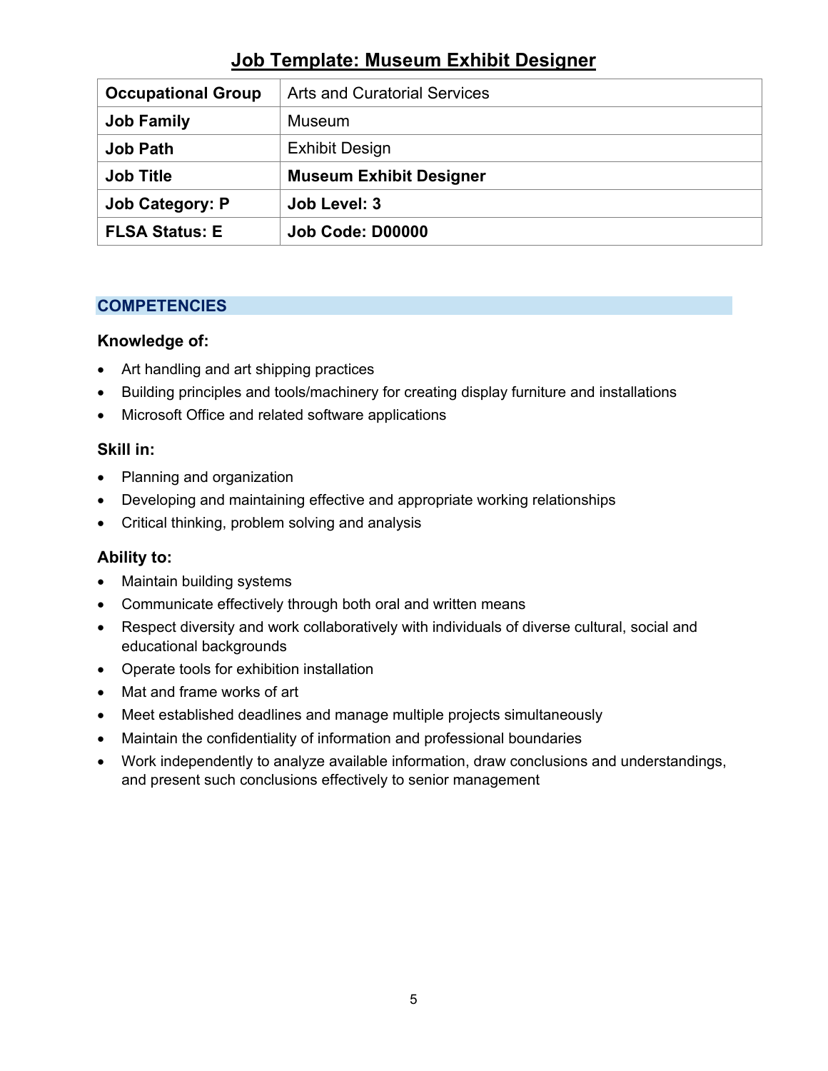# Job Template: Museum Exhibit Designer

| | |
|---|---|
| **Occupational Group** | Arts and Curatorial Services |
| **Job Family** | Museum |
| **Job Path** | Exhibit Design |
| **Job Title** | **Museum Exhibit Designer** |
| **Job Category: P** | **Job Level: 3** |
| **FLSA Status: E** | **Job Code: D00000** |

## COMPETENCIES

### Knowledge of:

- Art handling and art shipping practices
- Building principles and tools/machinery for creating display furniture and installations
- Microsoft Office and related software applications

### Skill in:

- Planning and organization
- Developing and maintaining effective and appropriate working relationships
- Critical thinking, problem solving and analysis

### Ability to:

- Maintain building systems
- Communicate effectively through both oral and written means
- Respect diversity and work collaboratively with individuals of diverse cultural, social and educational backgrounds
- Operate tools for exhibition installation
- Mat and frame works of art
- Meet established deadlines and manage multiple projects simultaneously
- Maintain the confidentiality of information and professional boundaries
- Work independently to analyze available information, draw conclusions and understandings, and present such conclusions effectively to senior management